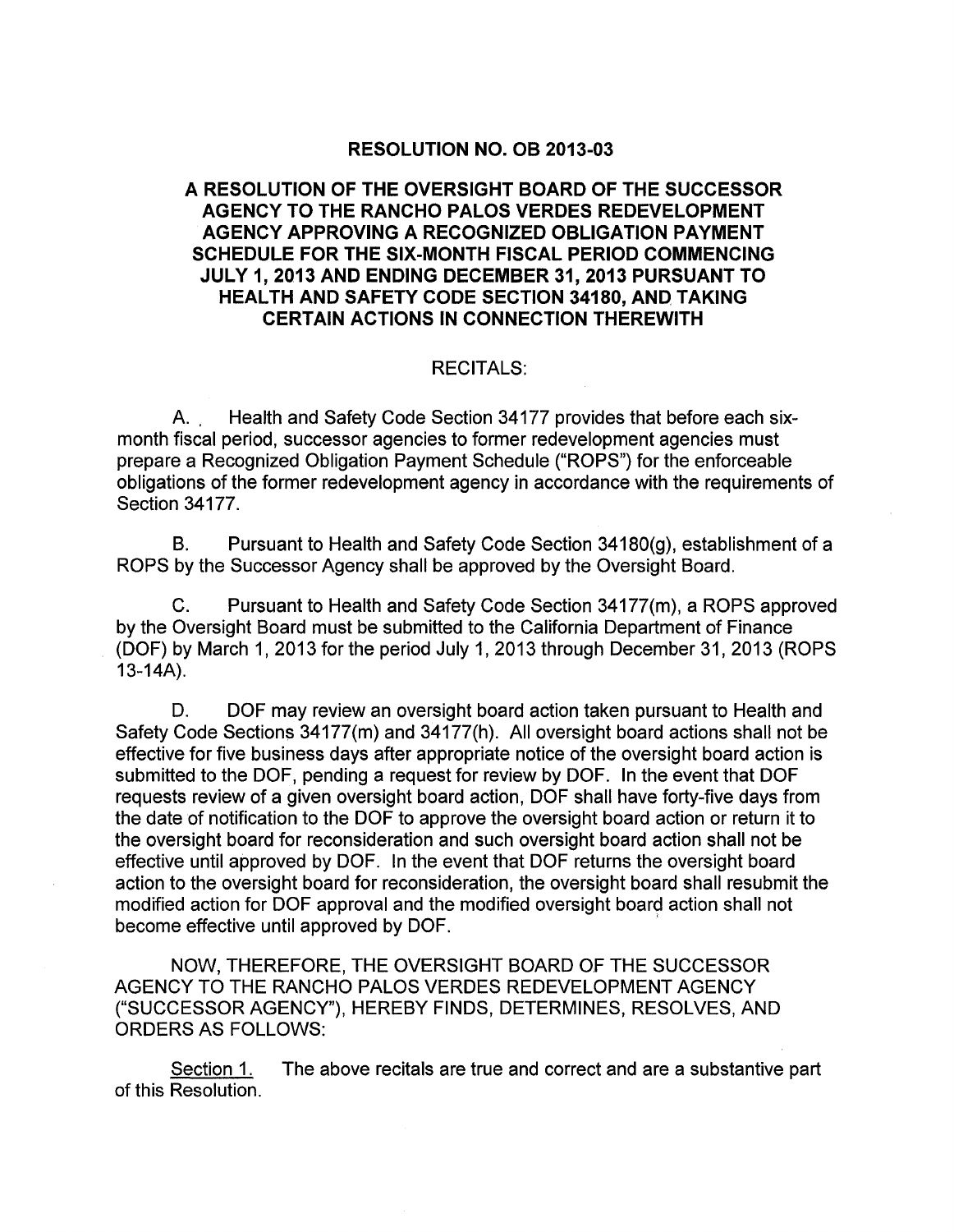# RESOLUTION NO. OB 2013-03

## A RESOLUTION OF THE OVERSIGHT BOARD OF THE SUCCESSOR AGENCY TO THE RANCHO PALOS VERDES REDEVELOPMENT AGENCY APPROVING A RECOGNIZED OBLIGATION PAYMENT SCHEDULE FOR THE SIX-MONTH FISCAL PERIOD COMMENCING JULY 1, 2013 AND ENDING DECEMBER 31, 2013 PURSUANT TO HEALTH AND SAFETY CODE SECTION 34180, AND TAKING CERTAIN ACTIONS IN CONNECTION THEREWITH

RECITALS:

A. Health and Safety Code Section 34177 provides that before each six-month fiscal period, successor agencies to former redevelopment agencies must prepare a Recognized Obligation Payment Schedule ("ROPS") for the enforceable obligations of the former redevelopment agency in accordance with the requirements of Section 34177.

B. Pursuant to Health and Safety Code Section 34180(g), establishment of a ROPS by the Successor Agency shall be approved by the Oversight Board.

C. Pursuant to Health and Safety Code Section 34177(m), a ROPS approved by the Oversight Board must be submitted to the California Department of Finance (DOF) by March 1, 2013 for the period July 1, 2013 through December 31, 2013 (ROPS 13-14A).

D. DOF may review an oversight board action taken pursuant to Health and Safety Code Sections 34177(m) and 34177(h). All oversight board actions shall not be effective for five business days after appropriate notice of the oversight board action is submitted to the DOF, pending a request for review by DOF. In the event that DOF requests review of a given oversight board action, DOF shall have forty-five days from the date of notification to the DOF to approve the oversight board action or return it to the oversight board for reconsideration and such oversight board action shall not be effective until approved by DOF. In the event that DOF returns the oversight board action to the oversight board for reconsideration, the oversight board shall resubmit the modified action for DOF approval and the modified oversight board action shall not become effective until approved by DOF.

NOW, THEREFORE, THE OVERSIGHT BOARD OF THE SUCCESSOR AGENCY TO THE RANCHO PALOS VERDES REDEVELOPMENT AGENCY ("SUCCESSOR AGENCY"), HEREBY FINDS, DETERMINES, RESOLVES, AND ORDERS AS FOLLOWS:

Section 1. The above recitals are true and correct and are a substantive part of this Resolution.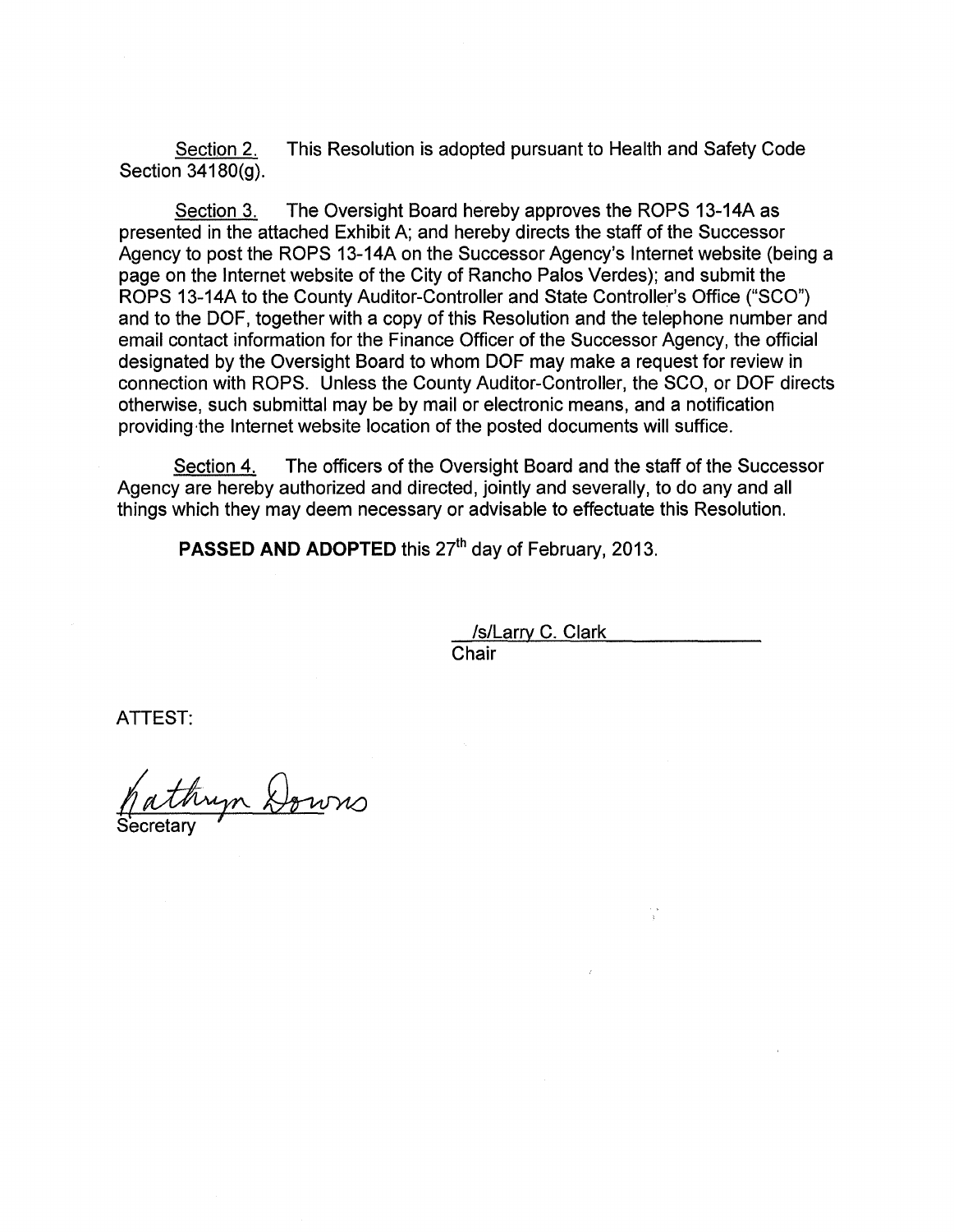Section 2. This Resolution is adopted pursuant to Health and Safety Code Section 34180(g).

Section 3. The Oversight Board hereby approves the ROPS 13-14A as presented in the attached Exhibit A; and hereby directs the staff of the Successor Agency to post the ROPS 13-14A on the Successor Agency's Internet website (being a page on the Internet website of the City of Rancho Palos Verdes); and submit the ROPS 13-14A to the County Auditor-Controller and State Controller's Office ("SCO") and to the DOF, together with a copy of this Resolution and the telephone number and email contact information for the Finance Officer of the Successor Agency, the official designated by the Oversight Board to whom DOF may make a request for review in connection with ROPS. Unless the County Auditor-Controller, the SCO, or DOF directs otherwise, such submittal may be by mail or electronic means, and a notification providing the Internet website location of the posted documents will suffice.

Section 4. The officers of the Oversight Board and the staff of the Successor Agency are hereby authorized and directed, jointly and severally, to do any and all things which they may deem necessary or advisable to effectuate this Resolution.

**PASSED AND ADOPTED** this 27th day of February, 2013.

/s/Larry C. Clark
Chair

ATTEST:

Kathryn Downs
Secretary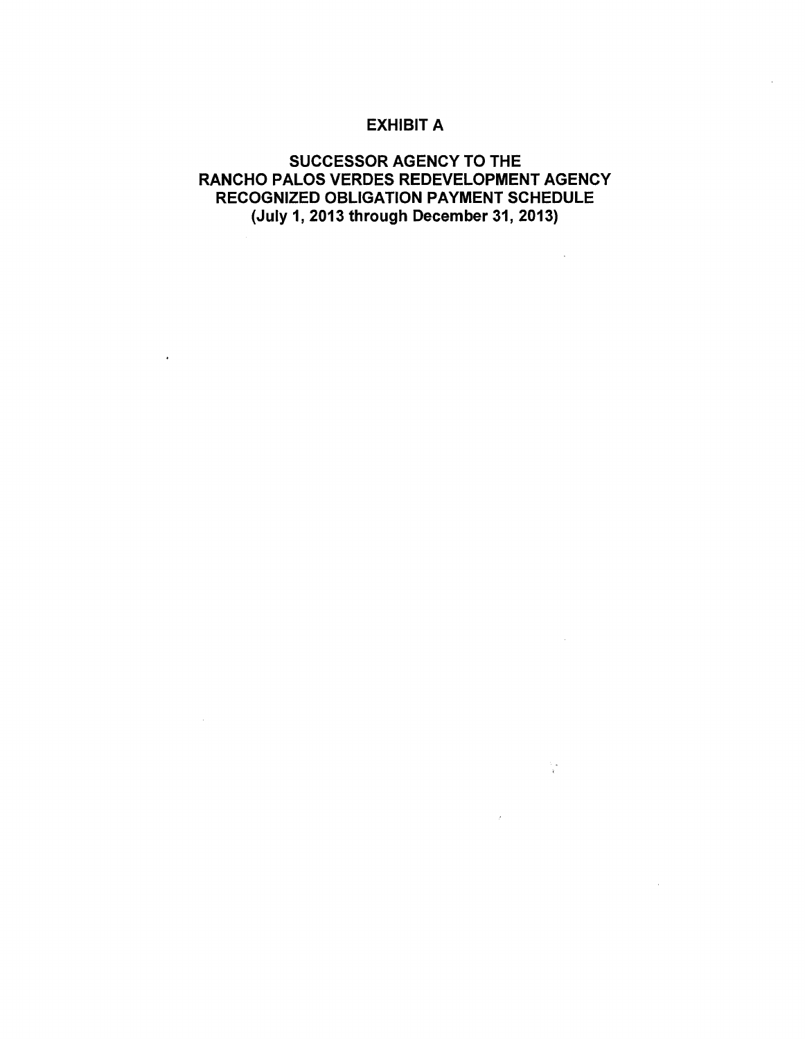# EXHIBIT A

## SUCCESSOR AGENCY TO THE RANCHO PALOS VERDES REDEVELOPMENT AGENCY RECOGNIZED OBLIGATION PAYMENT SCHEDULE (July 1, 2013 through December 31, 2013)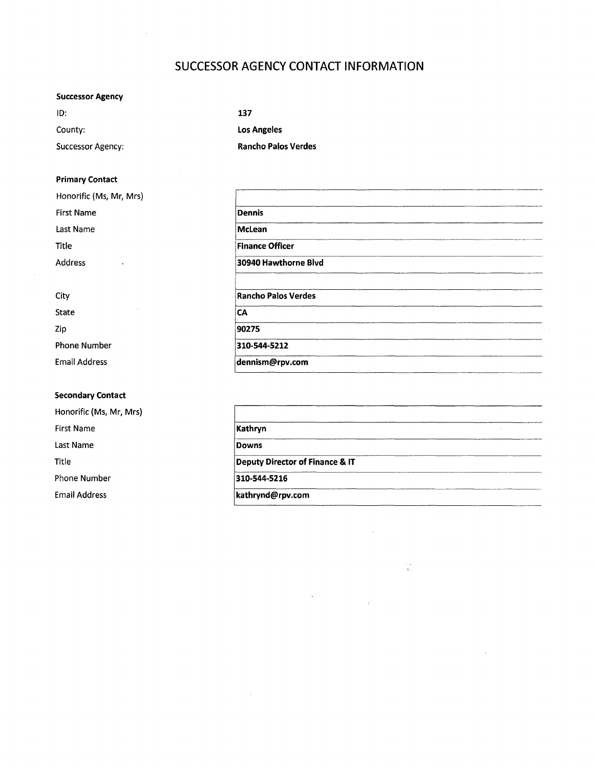# SUCCESSOR AGENCY CONTACT INFORMATION

**Successor Agency**

| | |
|---|---|
| ID: | **137** |
| County: | **Los Angeles** |
| Successor Agency: | **Rancho Palos Verdes** |

**Primary Contact**

| | |
|---|---|
| Honorific (Ms, Mr, Mrs) | |
| First Name | **Dennis** |
| Last Name | **McLean** |
| Title | **Finance Officer** |
| Address | **30940 Hawthorne Blvd** |
| | |
| City | **Rancho Palos Verdes** |
| State | **CA** |
| Zip | **90275** |
| Phone Number | **310-544-5212** |
| Email Address | **dennism@rpv.com** |

**Secondary Contact**

| | |
|---|---|
| Honorific (Ms, Mr, Mrs) | |
| First Name | **Kathryn** |
| Last Name | **Downs** |
| Title | **Deputy Director of Finance & IT** |
| Phone Number | **310-544-5216** |
| Email Address | **kathrynd@rpv.com** |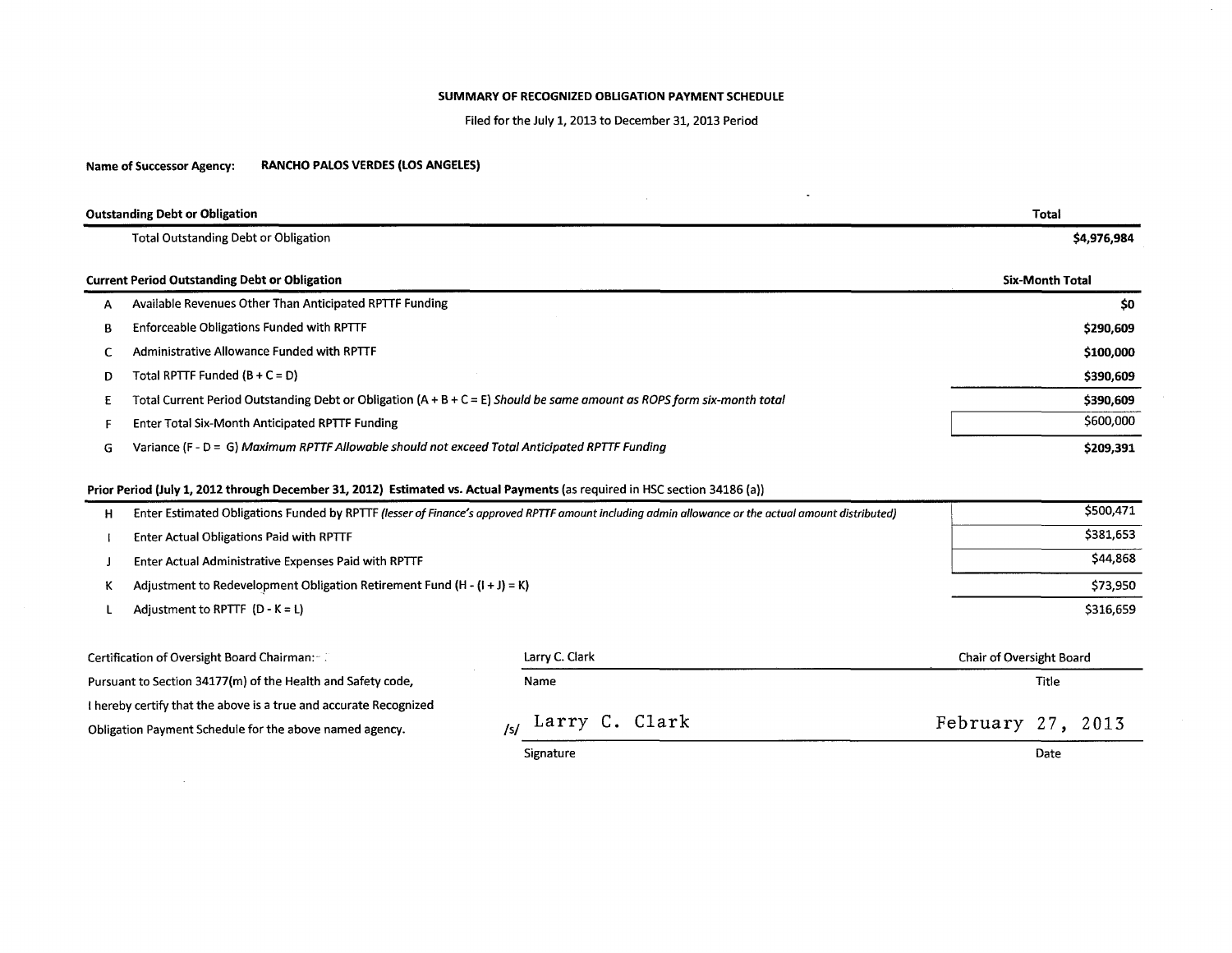# SUMMARY OF RECOGNIZED OBLIGATION PAYMENT SCHEDULE

Filed for the July 1, 2013 to December 31, 2013 Period

**Name of Successor Agency:** **RANCHO PALOS VERDES (LOS ANGELES)**

| **Outstanding Debt or Obligation** | | **Total** |
|---|---|---|
| | Total Outstanding Debt or Obligation | **$4,976,984** |

| **Current Period Outstanding Debt or Obligation** | | **Six-Month Total** |
|---|---|---|
| A | Available Revenues Other Than Anticipated RPTTF Funding | **$0** |
| B | Enforceable Obligations Funded with RPTTF | **$290,609** |
| C | Administrative Allowance Funded with RPTTF | **$100,000** |
| D | Total RPTTF Funded (B + C = D) | **$390,609** |
| E | Total Current Period Outstanding Debt or Obligation (A + B + C = E) *Should be same amount as ROPS form six-month total* | **$390,609** |
| F | Enter Total Six-Month Anticipated RPTTF Funding | $600,000 |
| G | Variance (F - D = G) *Maximum RPTTF Allowable should not exceed Total Anticipated RPTTF Funding* | **$209,391** |

**Prior Period (July 1, 2012 through December 31, 2012) Estimated vs. Actual Payments** (as required in HSC section 34186 (a))

| | | |
|---|---|---|
| H | Enter Estimated Obligations Funded by RPTTF *(lesser of Finance's approved RPTTF amount including admin allowance or the actual amount distributed)* | $500,471 |
| I | Enter Actual Obligations Paid with RPTTF | $381,653 |
| J | Enter Actual Administrative Expenses Paid with RPTTF | $44,868 |
| K | Adjustment to Redevelopment Obligation Retirement Fund (H - (I + J) = K) | $73,950 |
| L | Adjustment to RPTTF (D - K = L) | $316,659 |

Certification of Oversight Board Chairman:
Pursuant to Section 34177(m) of the Health and Safety code,
I hereby certify that the above is a true and accurate Recognized
Obligation Payment Schedule for the above named agency.

| | |
|---|---|
| Larry C. Clark | Chair of Oversight Board |
| Name | Title |
| /s/ Larry C. Clark | February 27, 2013 |
| Signature | Date |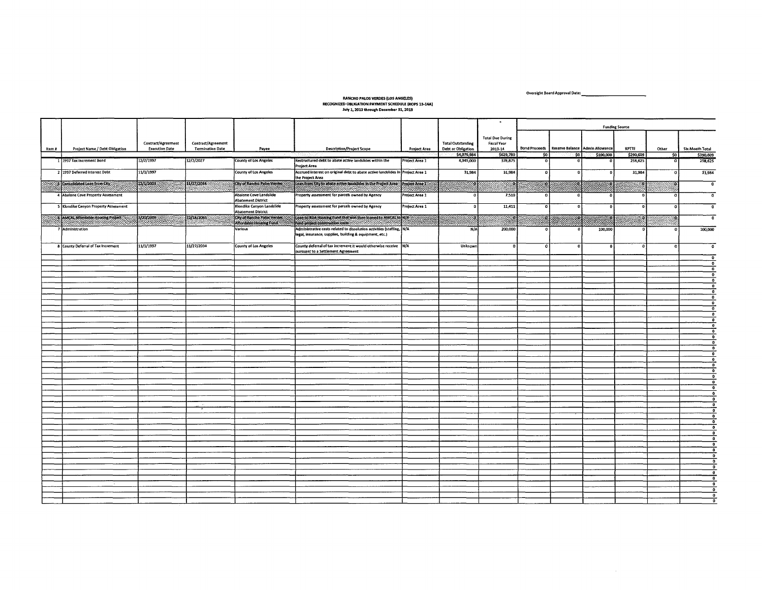Oversight Board Approval Date: ____________________

**RANCHO PALOS VERDES (LOS ANGELES)**
**RECOGNIZED OBLIGATION PAYMENT SCHEDULE (ROPS 13-14A)**
**July 1, 2013 through December 31, 2013**

| Item # | Project Name / Debt Obligation | Contract/Agreement Execution Date | Contract/Agreement Termination Date | Payee | Description/Project Scope | Project Area | Total Outstanding Debt or Obligation | Total Due During Fiscal Year 2013-14 | Funding Source | | | | | | |
|---|---|---|---|---|---|---|---|---|---|---|---|---|---|---|---|
| | | | | | | | | | Bond Proceeds | Reserve Balance | Admin Allowance | RPTTF | Other | Six-Month Total |
| | | | | | | | $4,976,984 | $629,780 | $0 | $0 | $100,000 | $290,609 | $0 | $390,609 |
| 1 | 1997 Tax Increment Bond | 12/2/1997 | 12/2/2027 | County of Los Angeles | Restructured debt to abate active landslides within the Project Area | Project Area 1 | 4,945,000 | 378,875 | 0 | 0 | 0 | 258,625 | 0 | 258,625 |
| 2 | 1997 Deferred Interest Debt | 11/1/1997 | | County of Los Angeles | Accrued interest on original debt to abate active landslides in the Project Area | Project Area 1 | 31,984 | 31,984 | 0 | 0 | 0 | 31,984 | 0 | 31,984 |
| 3 | Consolidated Loan from City | 12/1/2003 | 11/27/2034 | City of Rancho Palos Verdes | Loan from City to abate active landslides in the Project Area | Project Area 1 | 0 | 0 | 0 | 0 | 0 | 0 | 0 | 0 |
| 4 | Abalone Cove Property Assessment | | | Abalone Cove Landslide Abatement District | Property assessment for parcels owned by Agency | Project Area 1 | 0 | 7,510 | 0 | 0 | 0 | 0 | 0 | 0 |
| 5 | Klondike Canyon Property Assessment | | | Klondike Canyon Landslide Abatement District | Property assessment for parcels owned by Agency | Project Area 1 | 0 | 11,411 | 0 | 0 | 0 | 0 | 0 | 0 |
| 6 | AMCAL Affordable Housing Project | 3/20/2009 | 12/31/2065 | City of Rancho Palos Verdes Affordable Housing Fund | Loan to RDA Housing Fund that was then loaned to AMCAL to fund project construction costs | N/A | 0 | 0 | 0 | 0 | 0 | 0 | 0 | 0 |
| 7 | Administration | | | Various | Administrative costs related to dissolution activities (staffing, legal, insurance, supplies, building & equipment, etc.) | N/A | N/A | 200,000 | 0 | 0 | 100,000 | 0 | 0 | 100,000 |
| 8 | County Deferral of Tax Increment | 11/1/1997 | 11/27/2034 | County of Los Angeles | County deferral of tax increment it would otherwise receive pursuant to a Settlement Agreement | N/A | Unknown | 0 | 0 | 0 | 0 | 0 | 0 | 0 |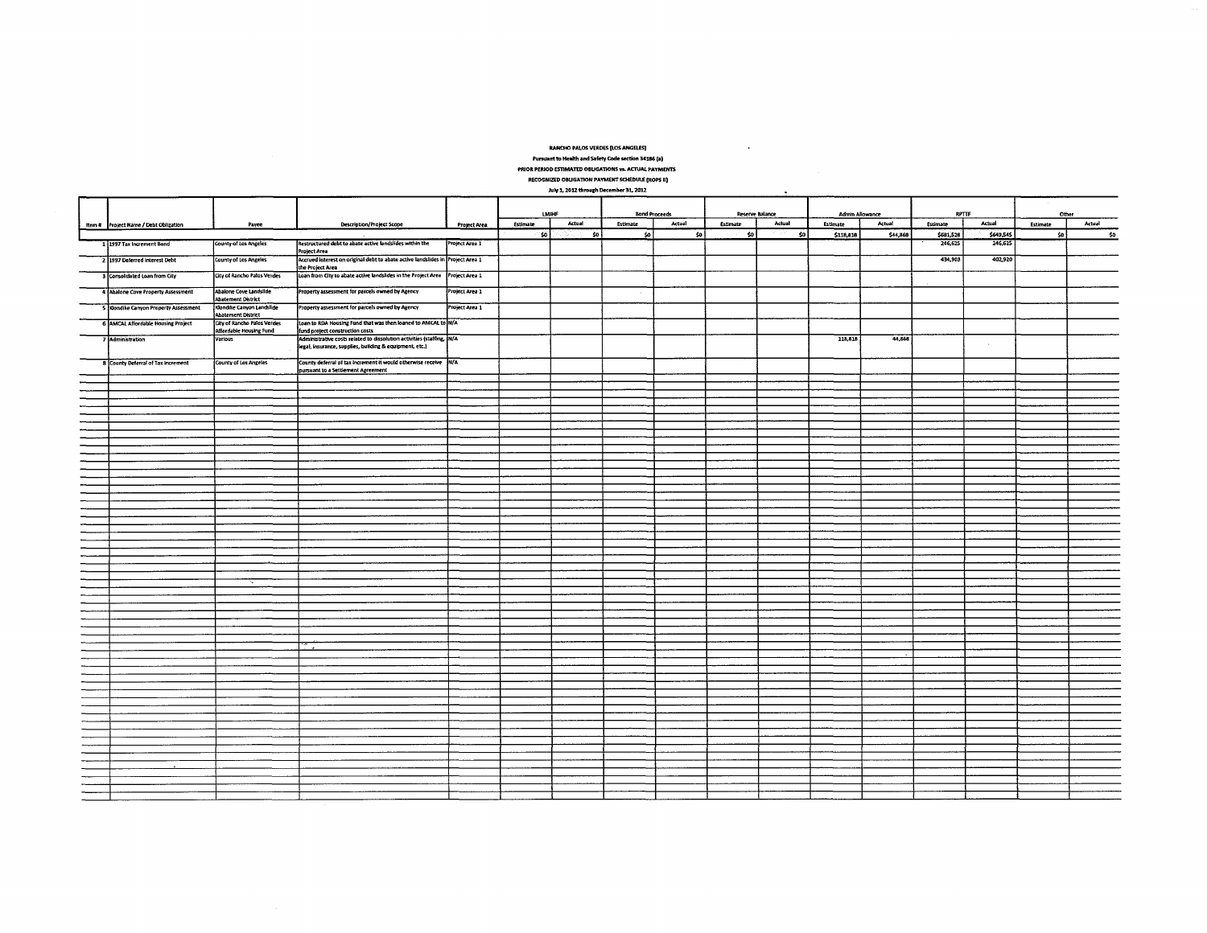**RANCHO PALOS VERDES (LOS ANGELES)**

**Pursuant to Health and Safety Code section 34186 (a)**

**PRIOR PERIOD ESTIMATED OBLIGATIONS vs. ACTUAL PAYMENTS**

**RECOGNIZED OBLIGATION PAYMENT SCHEDULE (ROPS II)**

**July 1, 2012 through December 31, 2012**

| Item # | Project Name / Debt Obligation | Payee | Description/Project Scope | Project Area | LMIHF | | Bond Proceeds | | Reserve Balance | | Admin Allowance | | RPTTF | | Other | |
|---|---|---|---|---|---|---|---|---|---|---|---|---|---|---|---|---|
| | | | | | Estimate | Actual | Estimate | Actual | Estimate | Actual | Estimate | Actual | Estimate | Actual | Estimate | Actual |
| | | | | | $0 | $0 | $0 | $0 | $0 | $0 | $118,818 | $44,868 | $681,528 | $649,545 | $0 | $0 |
| 1 | 1997 Tax Increment Bond | County of Los Angeles | Restructured debt to abate active landslides within the Project Area | Project Area 1 | | | | | | | | | 246,625 | 246,625 | | |
| 2 | 1997 Deferred Interest Debt | County of Los Angeles | Accrued interest on original debt to abate active landslides in the Project Area | Project Area 1 | | | | | | | | | 434,903 | 402,920 | | |
| 3 | Consolidated Loan from City | City of Rancho Palos Verdes | Loan from City to abate active landslides in the Project Area | Project Area 1 | | | | | | | | | | | | |
| 4 | Abalone Cove Property Assessment | Abalone Cove Landslide Abatement District | Property assessment for parcels owned by Agency | Project Area 1 | | | | | | | | | | | | |
| 5 | Klondike Canyon Property Assessment | Klondike Canyon Landslide Abatement District | Property assessment for parcels owned by Agency | Project Area 1 | | | | | | | | | | | | |
| 6 | AMCAL Affordable Housing Project | City of Rancho Palos Verdes Affordable Housing Fund | Loan to RDA Housing Fund that was then loaned to AMCAL to fund project construction costs | N/A | | | | | | | | | | | | |
| 7 | Administration | Various | Administrative costs related to dissolution activities (staffing, legal, insurance, supplies, building & equipment, etc.) | N/A | | | | | | | 118,818 | 44,868 | | | | |
| 8 | County Deferral of Tax Increment | County of Los Angeles | County deferral of tax increment it would otherwise receive pursuant to a Settlement Agreement | N/A | | | | | | | | | | | | |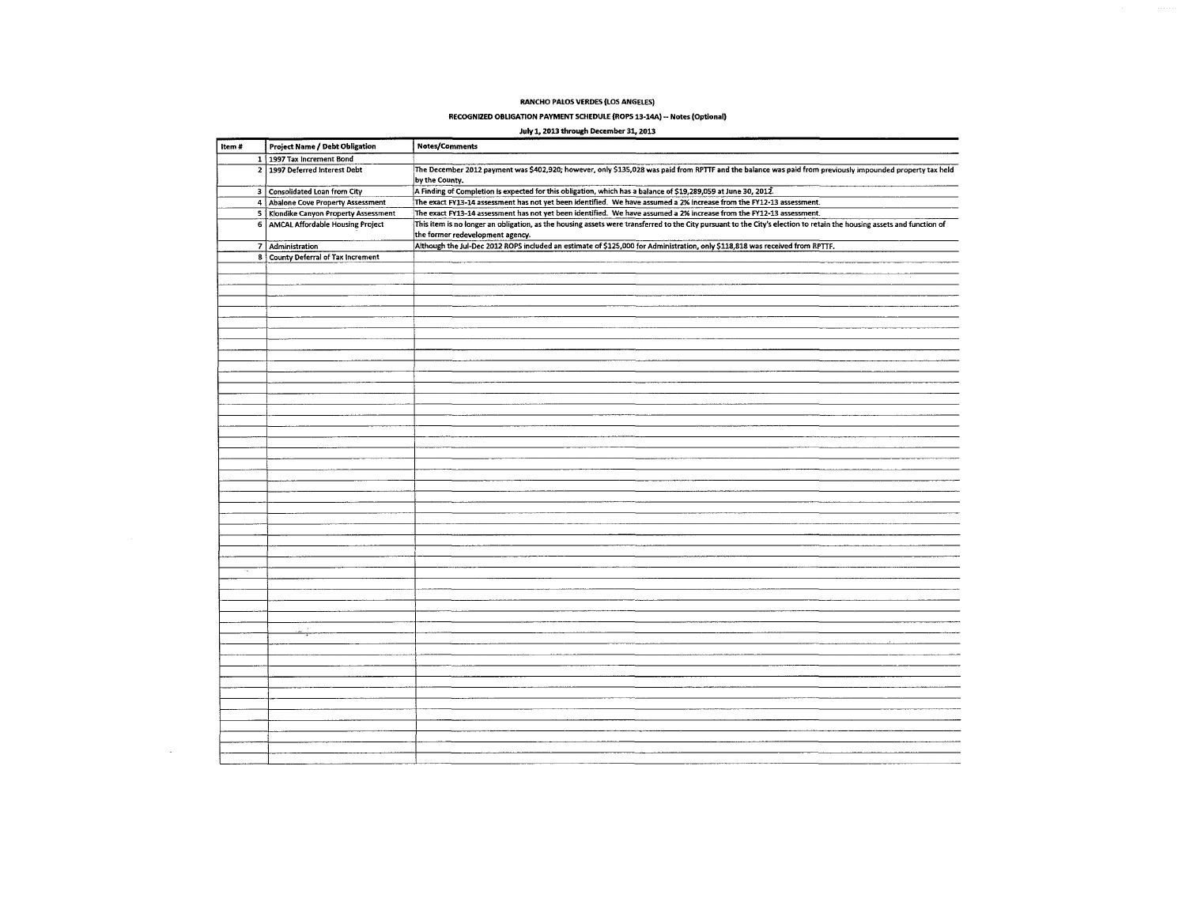**RANCHO PALOS VERDES (LOS ANGELES)**

**RECOGNIZED OBLIGATION PAYMENT SCHEDULE (ROPS 13-14A) -- Notes (Optional)**

**July 1, 2013 through December 31, 2013**

| Item # | Project Name / Debt Obligation | Notes/Comments |
|---|---|---|
| 1 | 1997 Tax Increment Bond | |
| 2 | 1997 Deferred Interest Debt | The December 2012 payment was $402,920; however, only $135,028 was paid from RPTTF and the balance was paid from previously impounded property tax held by the County. |
| 3 | Consolidated Loan from City | A Finding of Completion is expected for this obligation, which has a balance of $19,289,059 at June 30, 2012. |
| 4 | Abalone Cove Property Assessment | The exact FY13-14 assessment has not yet been identified. We have assumed a 2% increase from the FY12-13 assessment. |
| 5 | Klondike Canyon Property Assessment | The exact FY13-14 assessment has not yet been identified. We have assumed a 2% increase from the FY12-13 assessment. |
| 6 | AMCAL Affordable Housing Project | This item is no longer an obligation, as the housing assets were transferred to the City pursuant to the City's election to retain the housing assets and function of the former redevelopment agency. |
| 7 | Administration | Although the Jul-Dec 2012 ROPS included an estimate of $125,000 for Administration, only $118,818 was received from RPTTF. |
| 8 | County Deferral of Tax Increment | |